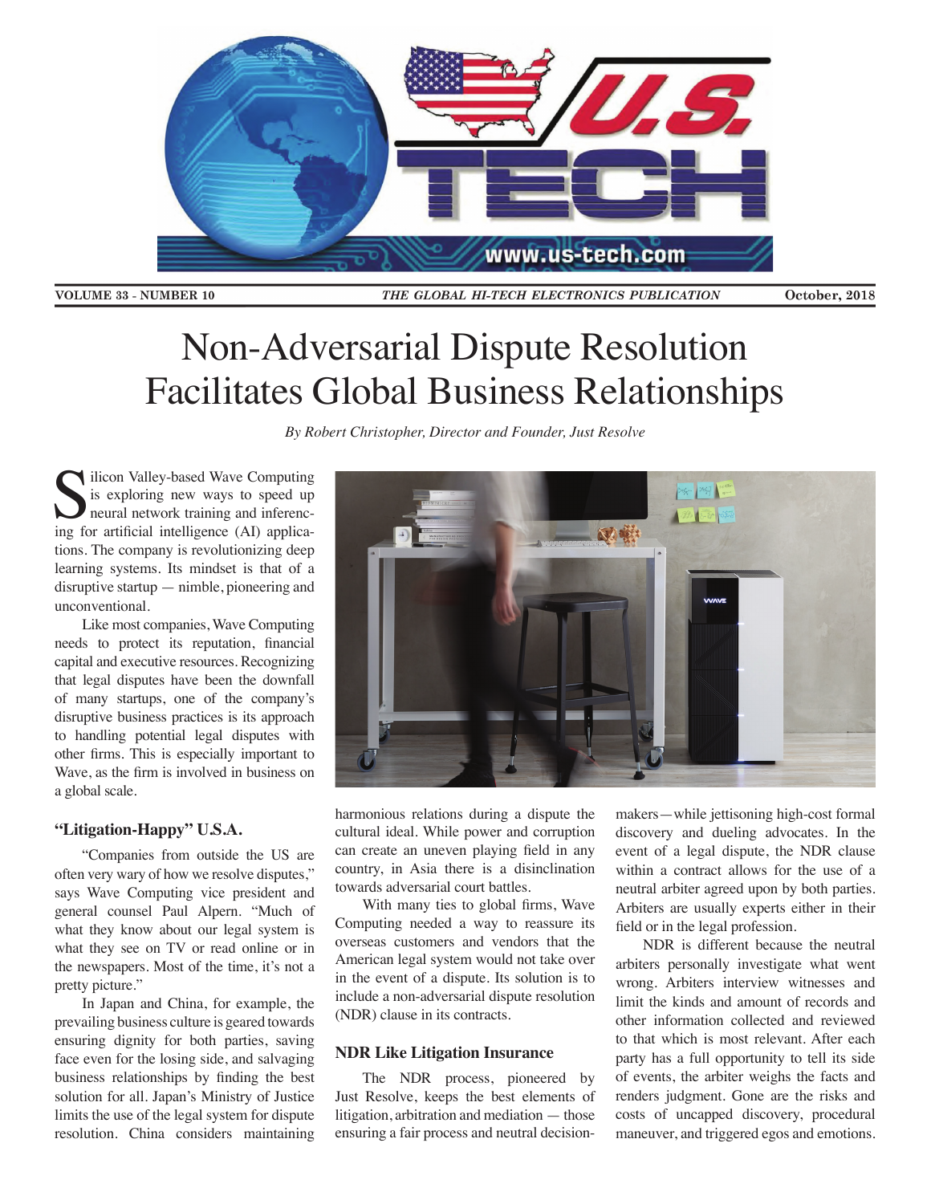# Non-Adversarial Dispute Resolution Facilitates Global Business Relationships

*By Robert Christopher, Director and Founder, Just Resolve*

Silicon Valley-based Wave Computing is exploring new ways to speed up neural network training and inferencing for artificial intelligence (AI) applications. The company is revolutionizing deep learning systems. Its mindset is that of a disruptive startup — nimble, pioneering and unconventional.

Like most companies, Wave Computing needs to protect its reputation, financial capital and executive resources. Recognizing that legal disputes have been the downfall of many startups, one of the company's disruptive business practices is its approach to handling potential legal disputes with other firms. This is especially important to Wave, as the firm is involved in business on a global scale.

## "Litigation-Happy" U.S.A.

"Companies from outside the US are often very wary of how we resolve disputes," says Wave Computing vice president and general counsel Paul Alpern. "Much of what they know about our legal system is what they see on TV or read online or in the newspapers. Most of the time, it's not a pretty picture."

In Japan and China, for example, the prevailing business culture is geared towards ensuring dignity for both parties, saving face even for the losing side, and salvaging business relationships by finding the best solution for all. Japan's Ministry of Justice limits the use of the legal system for dispute resolution. China considers maintaining harmonious relations during a dispute the cultural ideal. While power and corruption can create an uneven playing field in any country, in Asia there is a disinclination towards adversarial court battles.

With many ties to global firms, Wave Computing needed a way to reassure its overseas customers and vendors that the American legal system would not take over in the event of a dispute. Its solution is to include a non-adversarial dispute resolution (NDR) clause in its contracts.

## NDR Like Litigation Insurance

The NDR process, pioneered by Just Resolve, keeps the best elements of litigation, arbitration and mediation — those ensuring a fair process and neutral decision-makers — while jettisoning high-cost formal discovery and dueling advocates. In the event of a legal dispute, the NDR clause within a contract allows for the use of a neutral arbiter agreed upon by both parties. Arbiters are usually experts either in their field or in the legal profession.

NDR is different because the neutral arbiters personally investigate what went wrong. Arbiters interview witnesses and limit the kinds and amount of records and other information collected and reviewed to that which is most relevant. After each party has a full opportunity to tell its side of events, the arbiter weighs the facts and renders judgment. Gone are the risks and costs of uncapped discovery, procedural maneuver, and triggered egos and emotions.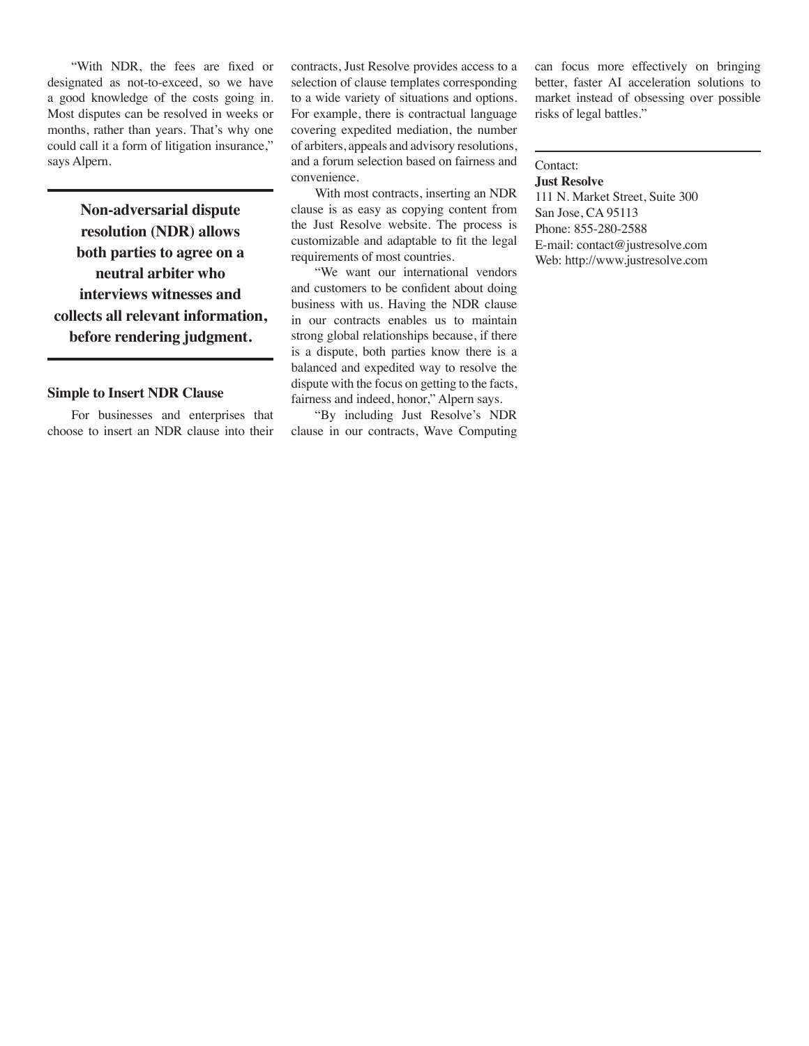"With NDR, the fees are fixed or designated as not-to-exceed, so we have a good knowledge of the costs going in. Most disputes can be resolved in weeks or months, rather than years. That's why one could call it a form of litigation insurance," says Alpern.

**Non-adversarial dispute resolution (NDR) allows both parties to agree on a neutral arbiter who interviews witnesses and collects all relevant information, before rendering judgment.**

### Simple to Insert NDR Clause

For businesses and enterprises that choose to insert an NDR clause into their contracts, Just Resolve provides access to a selection of clause templates corresponding to a wide variety of situations and options. For example, there is contractual language covering expedited mediation, the number of arbiters, appeals and advisory resolutions, and a forum selection based on fairness and convenience.

With most contracts, inserting an NDR clause is as easy as copying content from the Just Resolve website. The process is customizable and adaptable to fit the legal requirements of most countries.

"We want our international vendors and customers to be confident about doing business with us. Having the NDR clause in our contracts enables us to maintain strong global relationships because, if there is a dispute, both parties know there is a balanced and expedited way to resolve the dispute with the focus on getting to the facts, fairness and indeed, honor," Alpern says.

"By including Just Resolve's NDR clause in our contracts, Wave Computing can focus more effectively on bringing better, faster AI acceleration solutions to market instead of obsessing over possible risks of legal battles."

---

Contact:
**Just Resolve**
111 N. Market Street, Suite 300
San Jose, CA 95113
Phone: 855-280-2588
E-mail: contact@justresolve.com
Web: http://www.justresolve.com